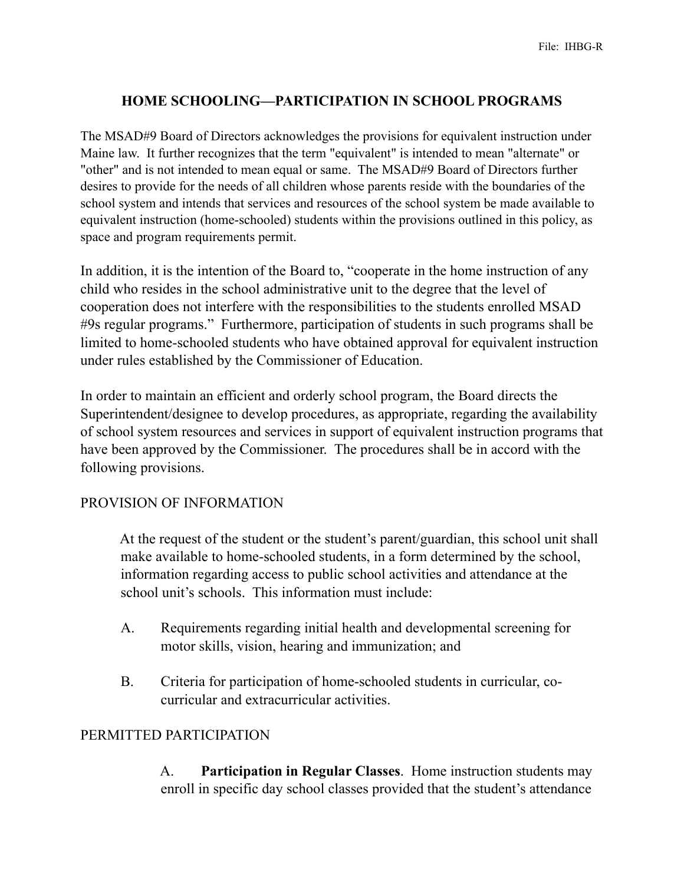File: IHBG-R

# HOME SCHOOLING—PARTICIPATION IN SCHOOL PROGRAMS

The MSAD#9 Board of Directors acknowledges the provisions for equivalent instruction under Maine law. It further recognizes that the term "equivalent" is intended to mean "alternate" or "other" and is not intended to mean equal or same. The MSAD#9 Board of Directors further desires to provide for the needs of all children whose parents reside with the boundaries of the school system and intends that services and resources of the school system be made available to equivalent instruction (home-schooled) students within the provisions outlined in this policy, as space and program requirements permit.

In addition, it is the intention of the Board to, "cooperate in the home instruction of any child who resides in the school administrative unit to the degree that the level of cooperation does not interfere with the responsibilities to the students enrolled MSAD #9s regular programs." Furthermore, participation of students in such programs shall be limited to home-schooled students who have obtained approval for equivalent instruction under rules established by the Commissioner of Education.

In order to maintain an efficient and orderly school program, the Board directs the Superintendent/designee to develop procedures, as appropriate, regarding the availability of school system resources and services in support of equivalent instruction programs that have been approved by the Commissioner. The procedures shall be in accord with the following provisions.

## PROVISION OF INFORMATION

At the request of the student or the student's parent/guardian, this school unit shall make available to home-schooled students, in a form determined by the school, information regarding access to public school activities and attendance at the school unit's schools. This information must include:

A. Requirements regarding initial health and developmental screening for motor skills, vision, hearing and immunization; and

B. Criteria for participation of home-schooled students in curricular, co-curricular and extracurricular activities.

## PERMITTED PARTICIPATION

A. **Participation in Regular Classes**. Home instruction students may enroll in specific day school classes provided that the student's attendance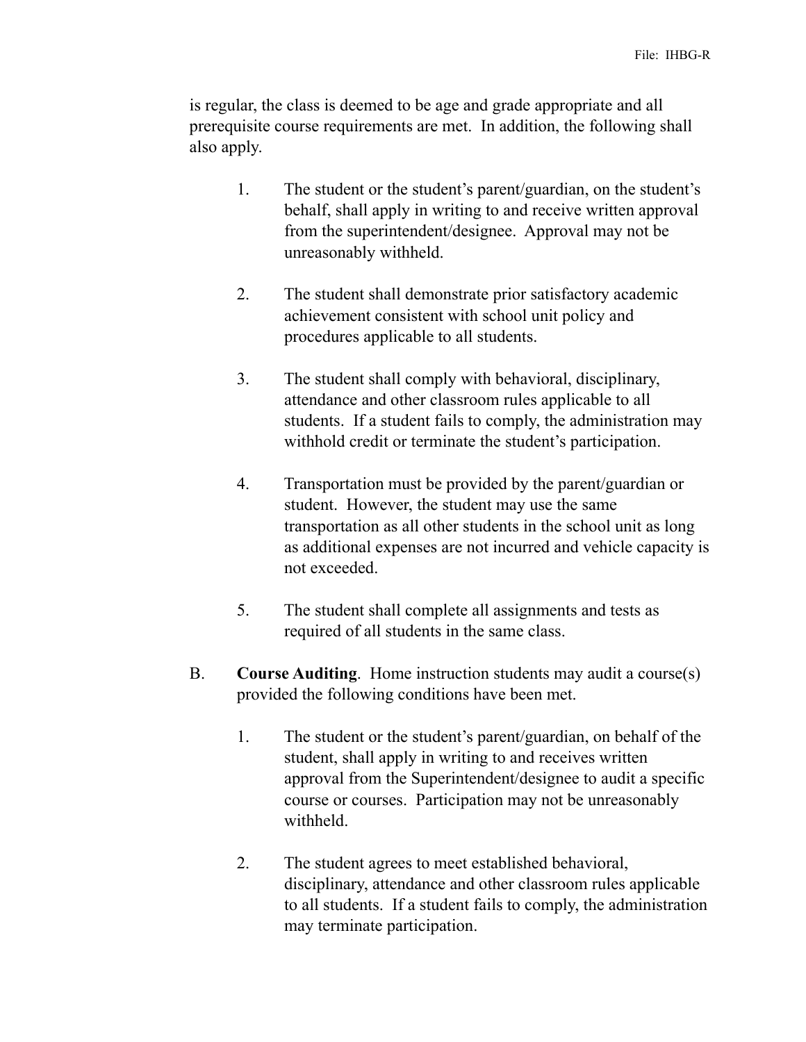is regular, the class is deemed to be age and grade appropriate and all prerequisite course requirements are met. In addition, the following shall also apply.

1. The student or the student's parent/guardian, on the student's behalf, shall apply in writing to and receive written approval from the superintendent/designee. Approval may not be unreasonably withheld.

2. The student shall demonstrate prior satisfactory academic achievement consistent with school unit policy and procedures applicable to all students.

3. The student shall comply with behavioral, disciplinary, attendance and other classroom rules applicable to all students. If a student fails to comply, the administration may withhold credit or terminate the student's participation.

4. Transportation must be provided by the parent/guardian or student. However, the student may use the same transportation as all other students in the school unit as long as additional expenses are not incurred and vehicle capacity is not exceeded.

5. The student shall complete all assignments and tests as required of all students in the same class.

B. **Course Auditing**. Home instruction students may audit a course(s) provided the following conditions have been met.

1. The student or the student's parent/guardian, on behalf of the student, shall apply in writing to and receives written approval from the Superintendent/designee to audit a specific course or courses. Participation may not be unreasonably withheld.

2. The student agrees to meet established behavioral, disciplinary, attendance and other classroom rules applicable to all students. If a student fails to comply, the administration may terminate participation.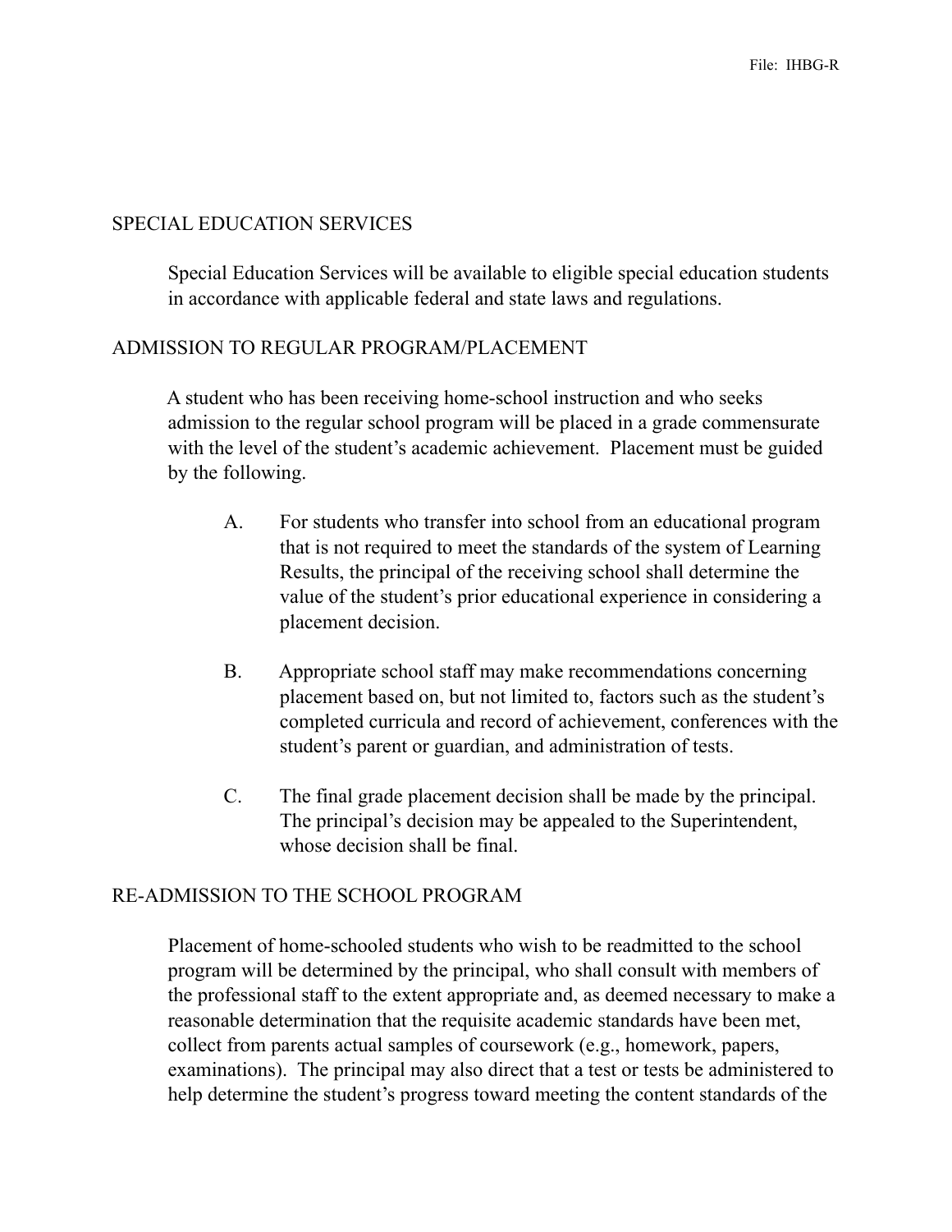## SPECIAL EDUCATION SERVICES

Special Education Services will be available to eligible special education students in accordance with applicable federal and state laws and regulations.

## ADMISSION TO REGULAR PROGRAM/PLACEMENT

A student who has been receiving home-school instruction and who seeks admission to the regular school program will be placed in a grade commensurate with the level of the student's academic achievement. Placement must be guided by the following.

A. For students who transfer into school from an educational program that is not required to meet the standards of the system of Learning Results, the principal of the receiving school shall determine the value of the student's prior educational experience in considering a placement decision.

B. Appropriate school staff may make recommendations concerning placement based on, but not limited to, factors such as the student's completed curricula and record of achievement, conferences with the student's parent or guardian, and administration of tests.

C. The final grade placement decision shall be made by the principal. The principal's decision may be appealed to the Superintendent, whose decision shall be final.

## RE-ADMISSION TO THE SCHOOL PROGRAM

Placement of home-schooled students who wish to be readmitted to the school program will be determined by the principal, who shall consult with members of the professional staff to the extent appropriate and, as deemed necessary to make a reasonable determination that the requisite academic standards have been met, collect from parents actual samples of coursework (e.g., homework, papers, examinations). The principal may also direct that a test or tests be administered to help determine the student's progress toward meeting the content standards of the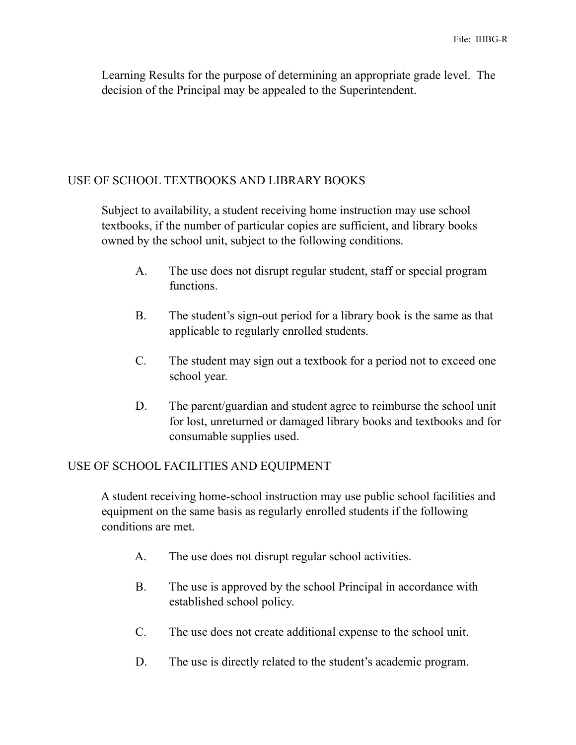Learning Results for the purpose of determining an appropriate grade level. The decision of the Principal may be appealed to the Superintendent.

## USE OF SCHOOL TEXTBOOKS AND LIBRARY BOOKS

Subject to availability, a student receiving home instruction may use school textbooks, if the number of particular copies are sufficient, and library books owned by the school unit, subject to the following conditions.

A. The use does not disrupt regular student, staff or special program functions.

B. The student's sign-out period for a library book is the same as that applicable to regularly enrolled students.

C. The student may sign out a textbook for a period not to exceed one school year.

D. The parent/guardian and student agree to reimburse the school unit for lost, unreturned or damaged library books and textbooks and for consumable supplies used.

## USE OF SCHOOL FACILITIES AND EQUIPMENT

A student receiving home-school instruction may use public school facilities and equipment on the same basis as regularly enrolled students if the following conditions are met.

A. The use does not disrupt regular school activities.

B. The use is approved by the school Principal in accordance with established school policy.

C. The use does not create additional expense to the school unit.

D. The use is directly related to the student's academic program.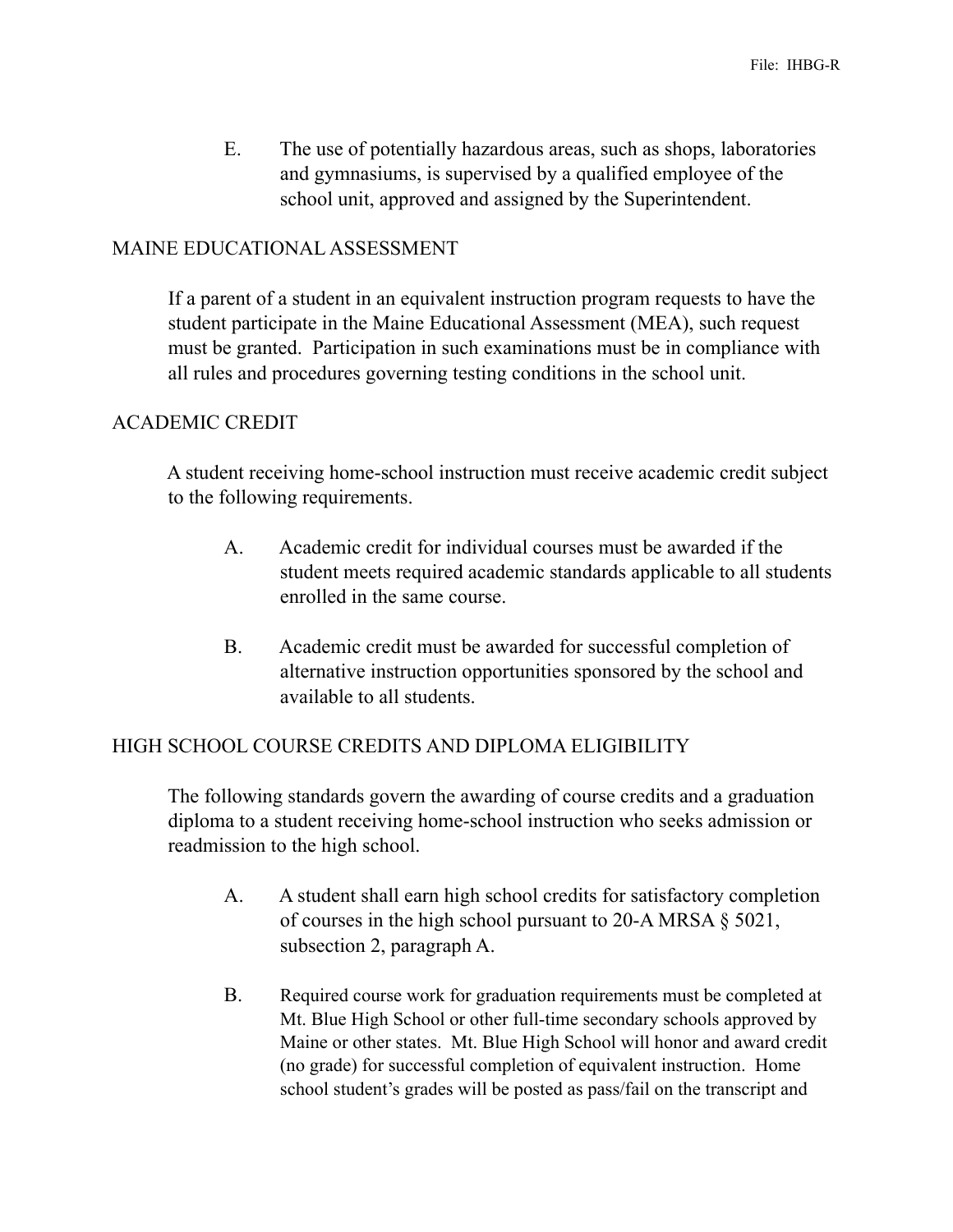E. The use of potentially hazardous areas, such as shops, laboratories and gymnasiums, is supervised by a qualified employee of the school unit, approved and assigned by the Superintendent.

## MAINE EDUCATIONAL ASSESSMENT

If a parent of a student in an equivalent instruction program requests to have the student participate in the Maine Educational Assessment (MEA), such request must be granted. Participation in such examinations must be in compliance with all rules and procedures governing testing conditions in the school unit.

## ACADEMIC CREDIT

A student receiving home-school instruction must receive academic credit subject to the following requirements.

A. Academic credit for individual courses must be awarded if the student meets required academic standards applicable to all students enrolled in the same course.

B. Academic credit must be awarded for successful completion of alternative instruction opportunities sponsored by the school and available to all students.

## HIGH SCHOOL COURSE CREDITS AND DIPLOMA ELIGIBILITY

The following standards govern the awarding of course credits and a graduation diploma to a student receiving home-school instruction who seeks admission or readmission to the high school.

A. A student shall earn high school credits for satisfactory completion of courses in the high school pursuant to 20-A MRSA § 5021, subsection 2, paragraph A.

B. Required course work for graduation requirements must be completed at Mt. Blue High School or other full-time secondary schools approved by Maine or other states. Mt. Blue High School will honor and award credit (no grade) for successful completion of equivalent instruction. Home school student's grades will be posted as pass/fail on the transcript and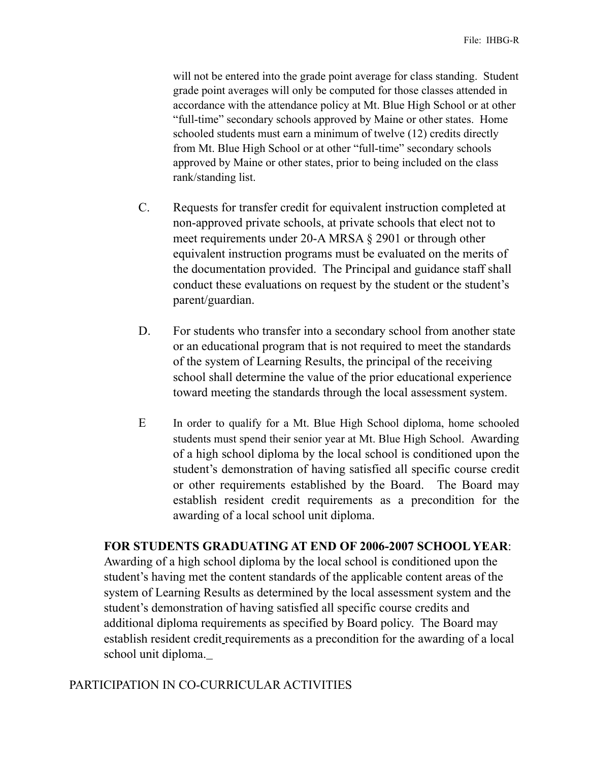will not be entered into the grade point average for class standing. Student grade point averages will only be computed for those classes attended in accordance with the attendance policy at Mt. Blue High School or at other "full-time" secondary schools approved by Maine or other states. Home schooled students must earn a minimum of twelve (12) credits directly from Mt. Blue High School or at other "full-time" secondary schools approved by Maine or other states, prior to being included on the class rank/standing list.

C. Requests for transfer credit for equivalent instruction completed at non-approved private schools, at private schools that elect not to meet requirements under 20-A MRSA § 2901 or through other equivalent instruction programs must be evaluated on the merits of the documentation provided. The Principal and guidance staff shall conduct these evaluations on request by the student or the student's parent/guardian.

D. For students who transfer into a secondary school from another state or an educational program that is not required to meet the standards of the system of Learning Results, the principal of the receiving school shall determine the value of the prior educational experience toward meeting the standards through the local assessment system.

E In order to qualify for a Mt. Blue High School diploma, home schooled students must spend their senior year at Mt. Blue High School. Awarding of a high school diploma by the local school is conditioned upon the student's demonstration of having satisfied all specific course credit or other requirements established by the Board. The Board may establish resident credit requirements as a precondition for the awarding of a local school unit diploma.

**FOR STUDENTS GRADUATING AT END OF 2006-2007 SCHOOL YEAR**: Awarding of a high school diploma by the local school is conditioned upon the student's having met the content standards of the applicable content areas of the system of Learning Results as determined by the local assessment system and the student's demonstration of having satisfied all specific course credits and additional diploma requirements as specified by Board policy. The Board may establish resident credit requirements as a precondition for the awarding of a local school unit diploma.

PARTICIPATION IN CO-CURRICULAR ACTIVITIES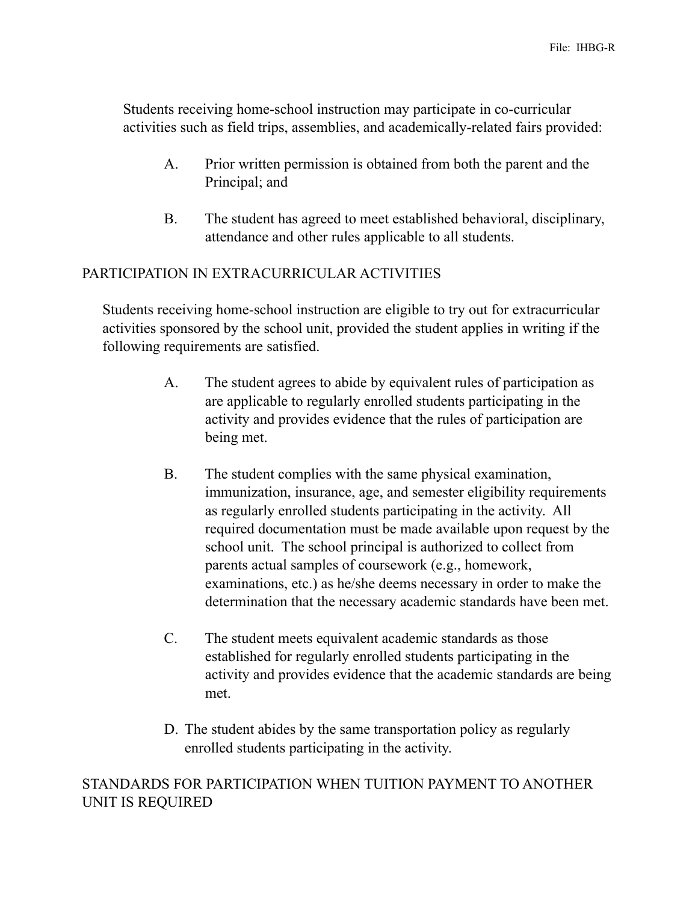Students receiving home-school instruction may participate in co-curricular activities such as field trips, assemblies, and academically-related fairs provided:

A. Prior written permission is obtained from both the parent and the Principal; and

B. The student has agreed to meet established behavioral, disciplinary, attendance and other rules applicable to all students.

## PARTICIPATION IN EXTRACURRICULAR ACTIVITIES

Students receiving home-school instruction are eligible to try out for extracurricular activities sponsored by the school unit, provided the student applies in writing if the following requirements are satisfied.

A. The student agrees to abide by equivalent rules of participation as are applicable to regularly enrolled students participating in the activity and provides evidence that the rules of participation are being met.

B. The student complies with the same physical examination, immunization, insurance, age, and semester eligibility requirements as regularly enrolled students participating in the activity. All required documentation must be made available upon request by the school unit. The school principal is authorized to collect from parents actual samples of coursework (e.g., homework, examinations, etc.) as he/she deems necessary in order to make the determination that the necessary academic standards have been met.

C. The student meets equivalent academic standards as those established for regularly enrolled students participating in the activity and provides evidence that the academic standards are being met.

D. The student abides by the same transportation policy as regularly enrolled students participating in the activity.

## STANDARDS FOR PARTICIPATION WHEN TUITION PAYMENT TO ANOTHER UNIT IS REQUIRED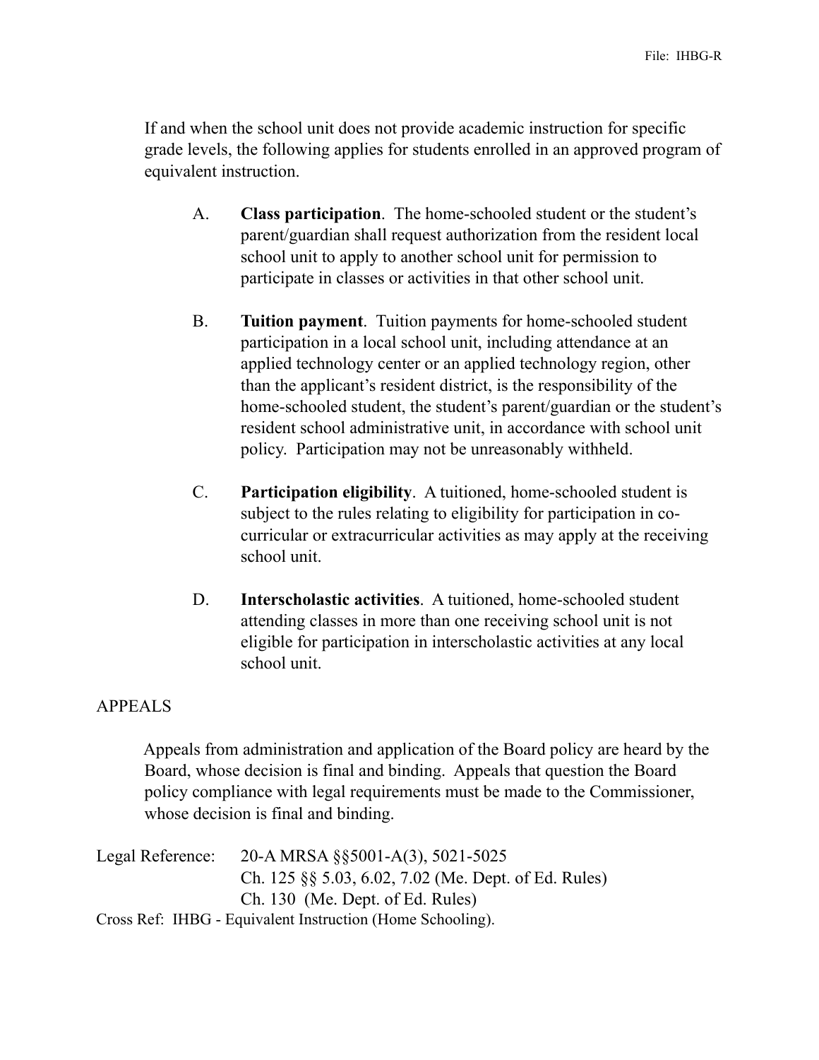If and when the school unit does not provide academic instruction for specific grade levels, the following applies for students enrolled in an approved program of equivalent instruction.

A. **Class participation**. The home-schooled student or the student's parent/guardian shall request authorization from the resident local school unit to apply to another school unit for permission to participate in classes or activities in that other school unit.

B. **Tuition payment**. Tuition payments for home-schooled student participation in a local school unit, including attendance at an applied technology center or an applied technology region, other than the applicant's resident district, is the responsibility of the home-schooled student, the student's parent/guardian or the student's resident school administrative unit, in accordance with school unit policy. Participation may not be unreasonably withheld.

C. **Participation eligibility**. A tuitioned, home-schooled student is subject to the rules relating to eligibility for participation in co-curricular or extracurricular activities as may apply at the receiving school unit.

D. **Interscholastic activities**. A tuitioned, home-schooled student attending classes in more than one receiving school unit is not eligible for participation in interscholastic activities at any local school unit.

## APPEALS

Appeals from administration and application of the Board policy are heard by the Board, whose decision is final and binding. Appeals that question the Board policy compliance with legal requirements must be made to the Commissioner, whose decision is final and binding.

Legal Reference: 20-A MRSA §§5001-A(3), 5021-5025
Ch. 125 §§ 5.03, 6.02, 7.02 (Me. Dept. of Ed. Rules)
Ch. 130 (Me. Dept. of Ed. Rules)

Cross Ref: IHBG - Equivalent Instruction (Home Schooling).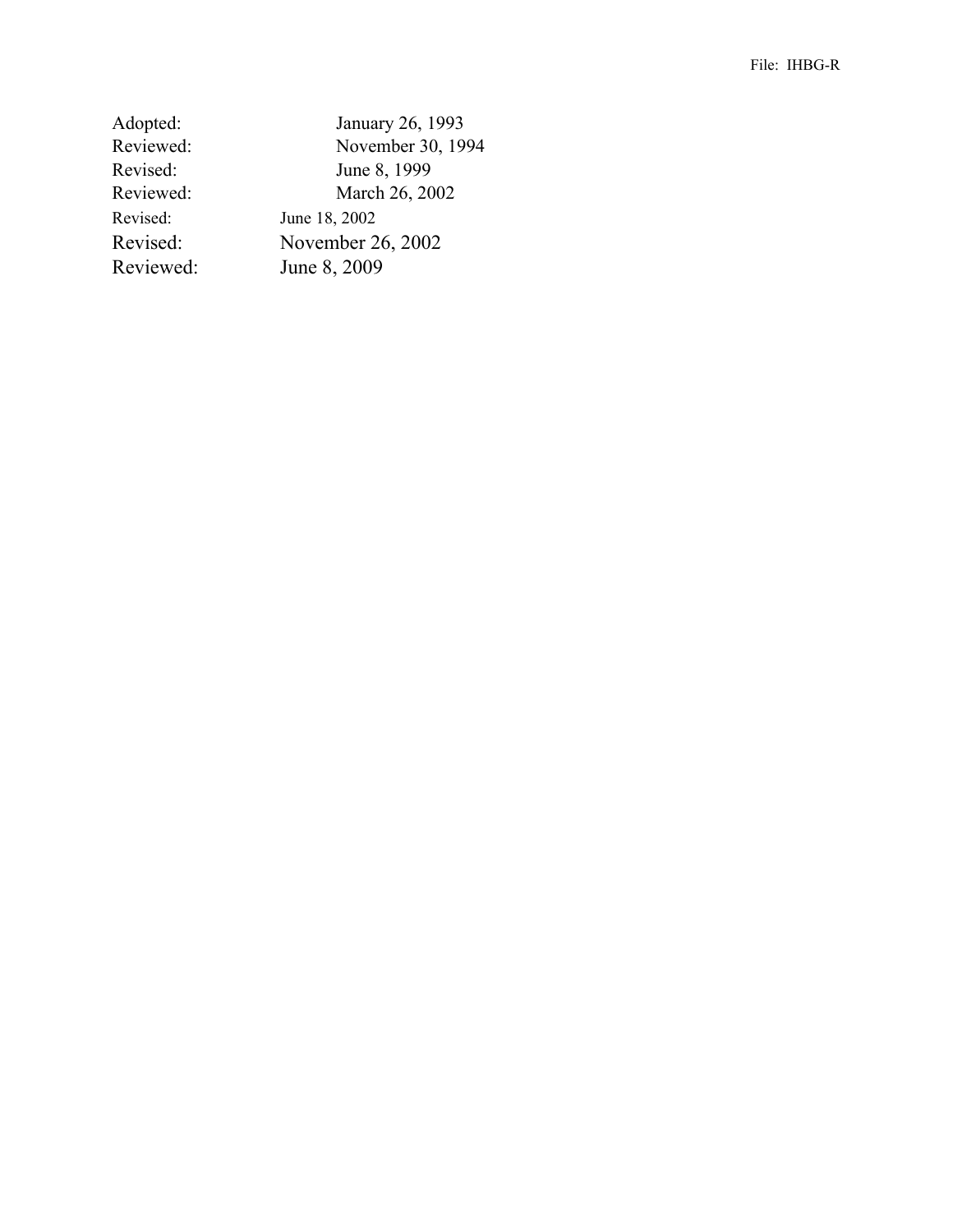| | |
|---|---|
| Adopted: | January 26, 1993 |
| Reviewed: | November 30, 1994 |
| Revised: | June 8, 1999 |
| Reviewed: | March 26, 2002 |
| Revised: | June 18, 2002 |
| Revised: | November 26, 2002 |
| Reviewed: | June 8, 2009 |